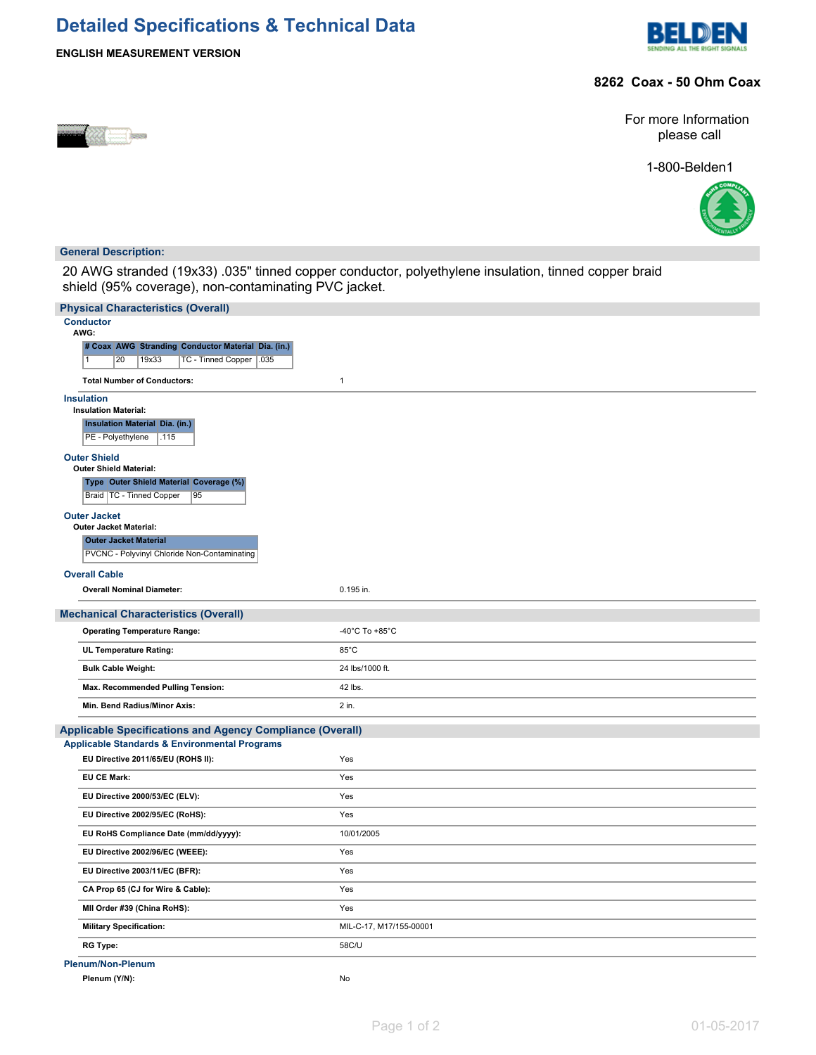# Detailed Specifications & Technical Data

**ENGLISH MEASUREMENT VERSION**

## 8262 Coax - 50 Ohm Coax

For more Information please call

1-800-Belden1

### General Description:

20 AWG stranded (19x33) .035" tinned copper conductor, polyethylene insulation, tinned copper braid shield (95% coverage), non-contaminating PVC jacket.

### Physical Characteristics (Overall)

#### Conductor

**AWG:**

| # Coax | AWG | Stranding | Conductor Material | Dia. (in.) |
|---|---|---|---|---|
| 1 | 20 | 19x33 | TC - Tinned Copper | .035 |

**Total Number of Conductors:** 1

#### Insulation

**Insulation Material:**

| Insulation Material | Dia. (in.) |
|---|---|
| PE - Polyethylene | .115 |

#### Outer Shield

**Outer Shield Material:**

| Type | Outer Shield Material | Coverage (%) |
|---|---|---|
| Braid | TC - Tinned Copper | 95 |

#### Outer Jacket

**Outer Jacket Material:**

| Outer Jacket Material |
|---|
| PVCNC - Polyvinyl Chloride Non-Contaminating |

#### Overall Cable

**Overall Nominal Diameter:** 0.195 in.

### Mechanical Characteristics (Overall)

| | |
|---|---|
| **Operating Temperature Range:** | -40°C To +85°C |
| **UL Temperature Rating:** | 85°C |
| **Bulk Cable Weight:** | 24 lbs/1000 ft. |
| **Max. Recommended Pulling Tension:** | 42 lbs. |
| **Min. Bend Radius/Minor Axis:** | 2 in. |

### Applicable Specifications and Agency Compliance (Overall)

#### Applicable Standards & Environmental Programs

| | |
|---|---|
| **EU Directive 2011/65/EU (ROHS II):** | Yes |
| **EU CE Mark:** | Yes |
| **EU Directive 2000/53/EC (ELV):** | Yes |
| **EU Directive 2002/95/EC (RoHS):** | Yes |
| **EU RoHS Compliance Date (mm/dd/yyyy):** | 10/01/2005 |
| **EU Directive 2002/96/EC (WEEE):** | Yes |
| **EU Directive 2003/11/EC (BFR):** | Yes |
| **CA Prop 65 (CJ for Wire & Cable):** | Yes |
| **MII Order #39 (China RoHS):** | Yes |
| **Military Specification:** | MIL-C-17, M17/155-00001 |
| **RG Type:** | 58C/U |

#### Plenum/Non-Plenum

**Plenum (Y/N):** No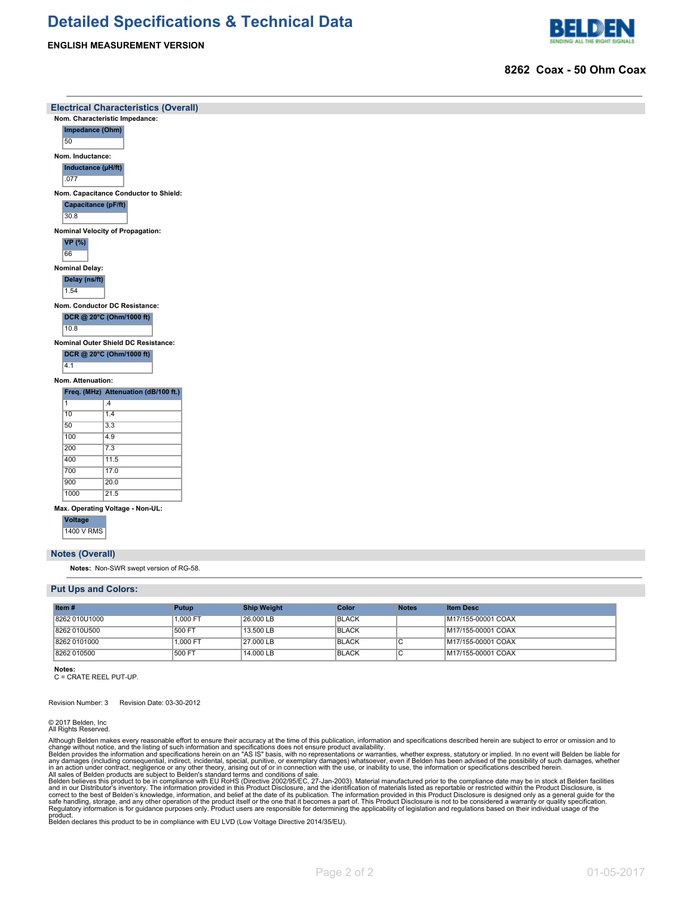# Detailed Specifications & Technical Data

**ENGLISH MEASUREMENT VERSION**

## 8262 Coax - 50 Ohm Coax

## Electrical Characteristics (Overall)

**Nom. Characteristic Impedance:**

| Impedance (Ohm) |
|---|
| 50 |

**Nom. Inductance:**

| Inductance (µH/ft) |
|---|
| .077 |

**Nom. Capacitance Conductor to Shield:**

| Capacitance (pF/ft) |
|---|
| 30.8 |

**Nominal Velocity of Propagation:**

| VP (%) |
|---|
| 66 |

**Nominal Delay:**

| Delay (ns/ft) |
|---|
| 1.54 |

**Nom. Conductor DC Resistance:**

| DCR @ 20°C (Ohm/1000 ft) |
|---|
| 10.8 |

**Nominal Outer Shield DC Resistance:**

| DCR @ 20°C (Ohm/1000 ft) |
|---|
| 4.1 |

**Nom. Attenuation:**

| Freq. (MHz) | Attenuation (dB/100 ft.) |
|---|---|
| 1 | .4 |
| 10 | 1.4 |
| 50 | 3.3 |
| 100 | 4.9 |
| 200 | 7.3 |
| 400 | 11.5 |
| 700 | 17.0 |
| 900 | 20.0 |
| 1000 | 21.5 |

**Max. Operating Voltage - Non-UL:**

| Voltage |
|---|
| 1400 V RMS |

## Notes (Overall)

**Notes:** Non-SWR swept version of RG-58.

## Put Ups and Colors:

| Item # | Putup | Ship Weight | Color | Notes | Item Desc |
|---|---|---|---|---|---|
| 8262 010U1000 | 1,000 FT | 26.000 LB | BLACK | | M17/155-00001 COAX |
| 8262 010U500 | 500 FT | 13.500 LB | BLACK | | M17/155-00001 COAX |
| 8262 0101000 | 1,000 FT | 27.000 LB | BLACK | C | M17/155-00001 COAX |
| 8262 010500 | 500 FT | 14.000 LB | BLACK | C | M17/155-00001 COAX |

**Notes:**
C = CRATE REEL PUT-UP.

Revision Number: 3 Revision Date: 03-30-2012

© 2017 Belden, Inc
All Rights Reserved.

Although Belden makes every reasonable effort to ensure their accuracy at the time of this publication, information and specifications described herein are subject to error or omission and to change without notice, and the listing of such information and specifications does not ensure product availability.
Belden provides the information and specifications herein on an "AS IS" basis, with no representations or warranties, whether express, statutory or implied. In no event will Belden be liable for any damages (including consequential, indirect, incidental, special, punitive, or exemplary damages) whatsoever, even if Belden has been advised of the possibility of such damages, whether in an action under contract, negligence or any other theory, arising out of or in connection with the use, or inability to use, the information or specifications described herein.
All sales of Belden products are subject to Belden's standard terms and conditions of sale.
Belden believes this product to be in compliance with EU RoHS (Directive 2002/95/EC, 27-Jan-2003). Material manufactured prior to the compliance date may be in stock at Belden facilities and in our Distributor's inventory. The information provided in this Product Disclosure, and the identification of materials listed as reportable or restricted within the Product Disclosure, is correct to the best of Belden's knowledge, information, and belief at the date of its publication. The information provided in this Product Disclosure is designed only as a general guide for the safe handling, storage, and any other operation of the product itself or the one that it becomes a part of. This Product Disclosure is not to be considered a warranty or quality specification. Regulatory information is for guidance purposes only. Product users are responsible for determining the applicability of legislation and regulations based on their individual usage of the product.
Belden declares this product to be in compliance with EU LVD (Low Voltage Directive 2014/35/EU).